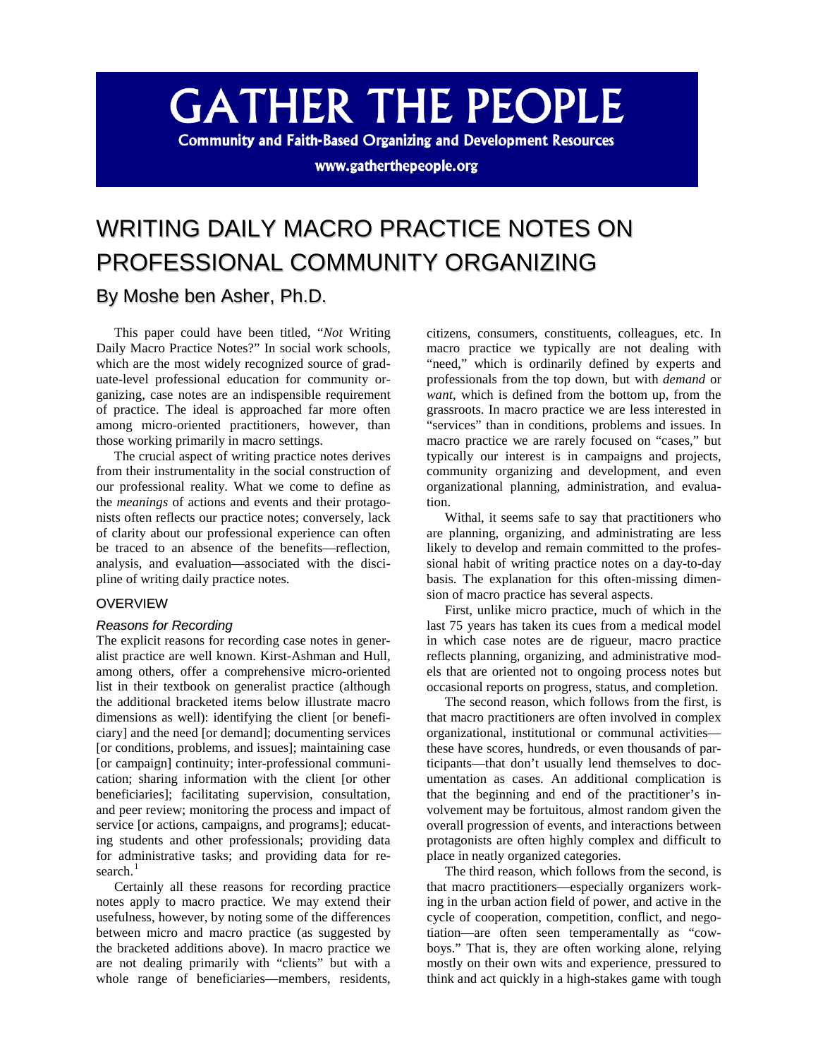# GATHER THE PEOPLE

**Community and Faith-Based Organizing and Development Resources**

**www.gatherthepeople.org**

# WRITING DAILY MACRO PRACTICE NOTES ON PROFESSIONAL COMMUNITY ORGANIZING

## By Moshe ben Asher, Ph.D.

This paper could have been titled, "*Not* Writing Daily Macro Practice Notes?" In social work schools, which are the most widely recognized source of graduate-level professional education for community organizing, case notes are an indispensible requirement of practice. The ideal is approached far more often among micro-oriented practitioners, however, than those working primarily in macro settings.

The crucial aspect of writing practice notes derives from their instrumentality in the social construction of our professional reality. What we come to define as the *meanings* of actions and events and their protagonists often reflects our practice notes; conversely, lack of clarity about our professional experience can often be traced to an absence of the benefits—reflection, analysis, and evaluation—associated with the discipline of writing daily practice notes.

### OVERVIEW

#### *Reasons for Recording*

The explicit reasons for recording case notes in generalist practice are well known. Kirst-Ashman and Hull, among others, offer a comprehensive micro-oriented list in their textbook on generalist practice (although the additional bracketed items below illustrate macro dimensions as well): identifying the client [or beneficiary] and the need [or demand]; documenting services [or conditions, problems, and issues]; maintaining case [or campaign] continuity; inter-professional communication; sharing information with the client [or other beneficiaries]; facilitating supervision, consultation, and peer review; monitoring the process and impact of service [or actions, campaigns, and programs]; educating students and other professionals; providing data for administrative tasks; and providing data for research.[1]

Certainly all these reasons for recording practice notes apply to macro practice. We may extend their usefulness, however, by noting some of the differences between micro and macro practice (as suggested by the bracketed additions above). In macro practice we are not dealing primarily with "clients" but with a whole range of beneficiaries—members, residents, citizens, consumers, constituents, colleagues, etc. In macro practice we typically are not dealing with "need," which is ordinarily defined by experts and professionals from the top down, but with *demand* or *want*, which is defined from the bottom up, from the grassroots. In macro practice we are less interested in "services" than in conditions, problems and issues. In macro practice we are rarely focused on "cases," but typically our interest is in campaigns and projects, community organizing and development, and even organizational planning, administration, and evaluation.

Withal, it seems safe to say that practitioners who are planning, organizing, and administrating are less likely to develop and remain committed to the professional habit of writing practice notes on a day-to-day basis. The explanation for this often-missing dimension of macro practice has several aspects.

First, unlike micro practice, much of which in the last 75 years has taken its cues from a medical model in which case notes are de rigueur, macro practice reflects planning, organizing, and administrative models that are oriented not to ongoing process notes but occasional reports on progress, status, and completion.

The second reason, which follows from the first, is that macro practitioners are often involved in complex organizational, institutional or communal activities—these have scores, hundreds, or even thousands of participants—that don't usually lend themselves to documentation as cases. An additional complication is that the beginning and end of the practitioner's involvement may be fortuitous, almost random given the overall progression of events, and interactions between protagonists are often highly complex and difficult to place in neatly organized categories.

The third reason, which follows from the second, is that macro practitioners—especially organizers working in the urban action field of power, and active in the cycle of cooperation, competition, conflict, and negotiation—are often seen temperamentally as "cowboys." That is, they are often working alone, relying mostly on their own wits and experience, pressured to think and act quickly in a high-stakes game with tough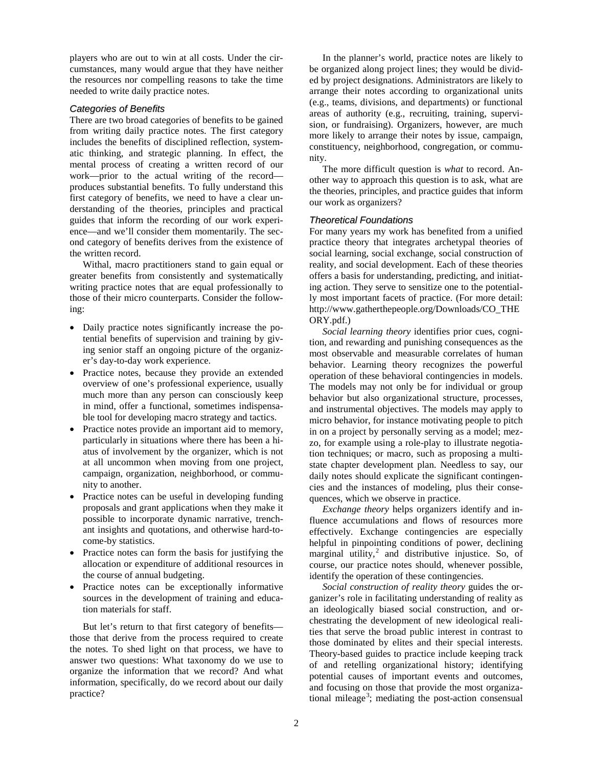players who are out to win at all costs. Under the circumstances, many would argue that they have neither the resources nor compelling reasons to take the time needed to write daily practice notes.

### *Categories of Benefits*

There are two broad categories of benefits to be gained from writing daily practice notes. The first category includes the benefits of disciplined reflection, systematic thinking, and strategic planning. In effect, the mental process of creating a written record of our work—prior to the actual writing of the record—produces substantial benefits. To fully understand this first category of benefits, we need to have a clear understanding of the theories, principles and practical guides that inform the recording of our work experience—and we'll consider them momentarily. The second category of benefits derives from the existence of the written record.

Withal, macro practitioners stand to gain equal or greater benefits from consistently and systematically writing practice notes that are equal professionally to those of their micro counterparts. Consider the following:

- Daily practice notes significantly increase the potential benefits of supervision and training by giving senior staff an ongoing picture of the organizer's day-to-day work experience.
- Practice notes, because they provide an extended overview of one's professional experience, usually much more than any person can consciously keep in mind, offer a functional, sometimes indispensable tool for developing macro strategy and tactics.
- Practice notes provide an important aid to memory, particularly in situations where there has been a hiatus of involvement by the organizer, which is not at all uncommon when moving from one project, campaign, organization, neighborhood, or community to another.
- Practice notes can be useful in developing funding proposals and grant applications when they make it possible to incorporate dynamic narrative, trenchant insights and quotations, and otherwise hard-to-come-by statistics.
- Practice notes can form the basis for justifying the allocation or expenditure of additional resources in the course of annual budgeting.
- Practice notes can be exceptionally informative sources in the development of training and education materials for staff.

But let's return to that first category of benefits—those that derive from the process required to create the notes. To shed light on that process, we have to answer two questions: What taxonomy do we use to organize the information that we record? And what information, specifically, do we record about our daily practice?

In the planner's world, practice notes are likely to be organized along project lines; they would be divided by project designations. Administrators are likely to arrange their notes according to organizational units (e.g., teams, divisions, and departments) or functional areas of authority (e.g., recruiting, training, supervision, or fundraising). Organizers, however, are much more likely to arrange their notes by issue, campaign, constituency, neighborhood, congregation, or community.

The more difficult question is *what* to record. Another way to approach this question is to ask, what are the theories, principles, and practice guides that inform our work as organizers?

### *Theoretical Foundations*

For many years my work has benefited from a unified practice theory that integrates archetypal theories of social learning, social exchange, social construction of reality, and social development. Each of these theories offers a basis for understanding, predicting, and initiating action. They serve to sensitize one to the potentially most important facets of practice. (For more detail: http://www.gatherthepeople.org/Downloads/CO_THEORY.pdf.)

*Social learning theory* identifies prior cues, cognition, and rewarding and punishing consequences as the most observable and measurable correlates of human behavior. Learning theory recognizes the powerful operation of these behavioral contingencies in models. The models may not only be for individual or group behavior but also organizational structure, processes, and instrumental objectives. The models may apply to micro behavior, for instance motivating people to pitch in on a project by personally serving as a model; mezzo, for example using a role-play to illustrate negotiation techniques; or macro, such as proposing a multi-state chapter development plan. Needless to say, our daily notes should explicate the significant contingencies and the instances of modeling, plus their consequences, which we observe in practice.

*Exchange theory* helps organizers identify and influence accumulations and flows of resources more effectively. Exchange contingencies are especially helpful in pinpointing conditions of power, declining marginal utility,[2] and distributive injustice. So, of course, our practice notes should, whenever possible, identify the operation of these contingencies.

*Social construction of reality theory* guides the organizer's role in facilitating understanding of reality as an ideologically biased social construction, and orchestrating the development of new ideological realities that serve the broad public interest in contrast to those dominated by elites and their special interests. Theory-based guides to practice include keeping track of and retelling organizational history; identifying potential causes of important events and outcomes, and focusing on those that provide the most organizational mileage[3]; mediating the post-action consensual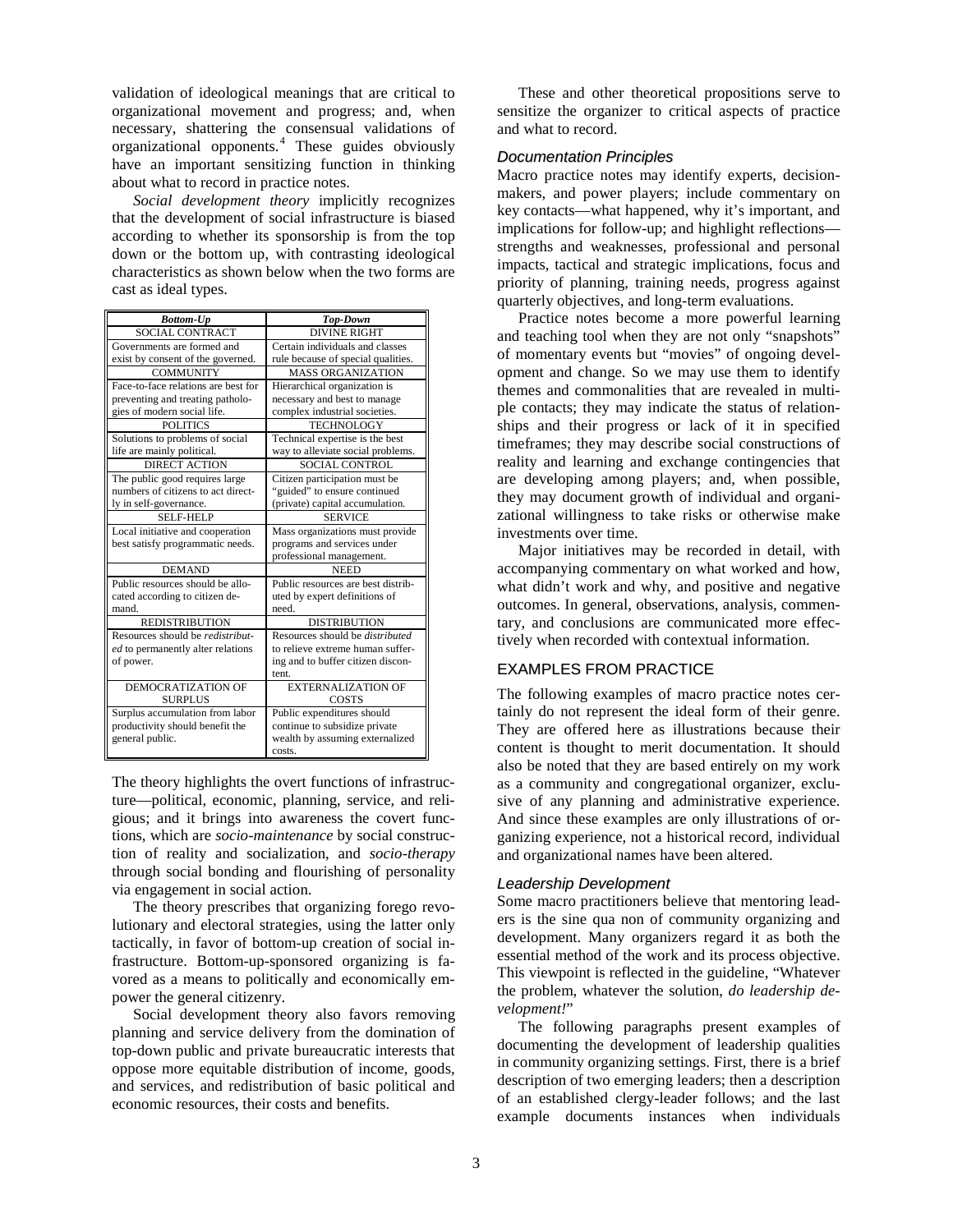validation of ideological meanings that are critical to organizational movement and progress; and, when necessary, shattering the consensual validations of organizational opponents.[4] These guides obviously have an important sensitizing function in thinking about what to record in practice notes.

*Social development theory* implicitly recognizes that the development of social infrastructure is biased according to whether its sponsorship is from the top down or the bottom up, with contrasting ideological characteristics as shown below when the two forms are cast as ideal types.

| ***Bottom-Up*** | ***Top-Down*** |
|---|---|
| SOCIAL CONTRACT | DIVINE RIGHT |
| Governments are formed and exist by consent of the governed. | Certain individuals and classes rule because of special qualities. |
| COMMUNITY | MASS ORGANIZATION |
| Face-to-face relations are best for preventing and treating pathologies of modern social life. | Hierarchical organization is necessary and best to manage complex industrial societies. |
| POLITICS | TECHNOLOGY |
| Solutions to problems of social life are mainly political. | Technical expertise is the best way to alleviate social problems. |
| DIRECT ACTION | SOCIAL CONTROL |
| The public good requires large numbers of citizens to act directly in self-governance. | Citizen participation must be "guided" to ensure continued (private) capital accumulation. |
| SELF-HELP | SERVICE |
| Local initiative and cooperation best satisfy programmatic needs. | Mass organizations must provide programs and services under professional management. |
| DEMAND | NEED |
| Public resources should be allocated according to citizen demand. | Public resources are best distributed by expert definitions of need. |
| REDISTRIBUTION | DISTRIBUTION |
| Resources should be *redistributed* to permanently alter relations of power. | Resources should be *distributed* to relieve extreme human suffering and to buffer citizen discontent. |
| DEMOCRATIZATION OF SURPLUS | EXTERNALIZATION OF COSTS |
| Surplus accumulation from labor productivity should benefit the general public. | Public expenditures should continue to subsidize private wealth by assuming externalized costs. |

The theory highlights the overt functions of infrastructure—political, economic, planning, service, and religious; and it brings into awareness the covert functions, which are *socio-maintenance* by social construction of reality and socialization, and *socio-therapy* through social bonding and flourishing of personality via engagement in social action.

The theory prescribes that organizing forego revolutionary and electoral strategies, using the latter only tactically, in favor of bottom-up creation of social infrastructure. Bottom-up-sponsored organizing is favored as a means to politically and economically empower the general citizenry.

Social development theory also favors removing planning and service delivery from the domination of top-down public and private bureaucratic interests that oppose more equitable distribution of income, goods, and services, and redistribution of basic political and economic resources, their costs and benefits.

These and other theoretical propositions serve to sensitize the organizer to critical aspects of practice and what to record.

### *Documentation Principles*

Macro practice notes may identify experts, decision-makers, and power players; include commentary on key contacts—what happened, why it's important, and implications for follow-up; and highlight reflections—strengths and weaknesses, professional and personal impacts, tactical and strategic implications, focus and priority of planning, training needs, progress against quarterly objectives, and long-term evaluations.

Practice notes become a more powerful learning and teaching tool when they are not only "snapshots" of momentary events but "movies" of ongoing development and change. So we may use them to identify themes and commonalities that are revealed in multiple contacts; they may indicate the status of relationships and their progress or lack of it in specified timeframes; they may describe social constructions of reality and learning and exchange contingencies that are developing among players; and, when possible, they may document growth of individual and organizational willingness to take risks or otherwise make investments over time.

Major initiatives may be recorded in detail, with accompanying commentary on what worked and how, what didn't work and why, and positive and negative outcomes. In general, observations, analysis, commentary, and conclusions are communicated more effectively when recorded with contextual information.

## EXAMPLES FROM PRACTICE

The following examples of macro practice notes certainly do not represent the ideal form of their genre. They are offered here as illustrations because their content is thought to merit documentation. It should also be noted that they are based entirely on my work as a community and congregational organizer, exclusive of any planning and administrative experience. And since these examples are only illustrations of organizing experience, not a historical record, individual and organizational names have been altered.

### *Leadership Development*

Some macro practitioners believe that mentoring leaders is the sine qua non of community organizing and development. Many organizers regard it as both the essential method of the work and its process objective. This viewpoint is reflected in the guideline, "Whatever the problem, whatever the solution, *do leadership development!*"

The following paragraphs present examples of documenting the development of leadership qualities in community organizing settings. First, there is a brief description of two emerging leaders; then a description of an established clergy-leader follows; and the last example documents instances when individuals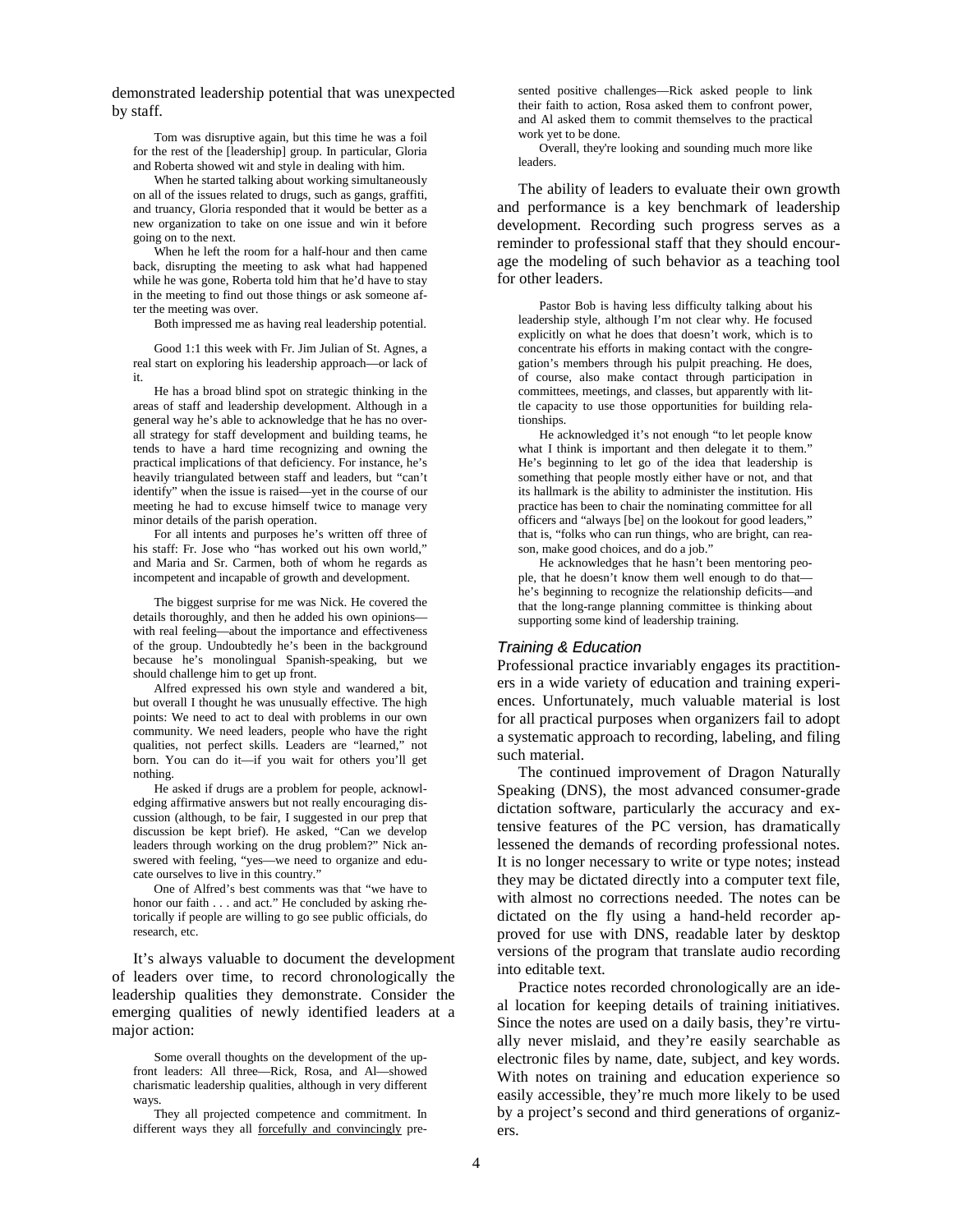demonstrated leadership potential that was unexpected by staff.

> Tom was disruptive again, but this time he was a foil for the rest of the [leadership] group. In particular, Gloria and Roberta showed wit and style in dealing with him.
>
> When he started talking about working simultaneously on all of the issues related to drugs, such as gangs, graffiti, and truancy, Gloria responded that it would be better as a new organization to take on one issue and win it before going on to the next.
>
> When he left the room for a half-hour and then came back, disrupting the meeting to ask what had happened while he was gone, Roberta told him that he'd have to stay in the meeting to find out those things or ask someone after the meeting was over.
>
> Both impressed me as having real leadership potential.

> Good 1:1 this week with Fr. Jim Julian of St. Agnes, a real start on exploring his leadership approach—or lack of it.
>
> He has a broad blind spot on strategic thinking in the areas of staff and leadership development. Although in a general way he's able to acknowledge that he has no overall strategy for staff development and building teams, he tends to have a hard time recognizing and owning the practical implications of that deficiency. For instance, he's heavily triangulated between staff and leaders, but "can't identify" when the issue is raised—yet in the course of our meeting he had to excuse himself twice to manage very minor details of the parish operation.
>
> For all intents and purposes he's written off three of his staff: Fr. Jose who "has worked out his own world," and Maria and Sr. Carmen, both of whom he regards as incompetent and incapable of growth and development.

> The biggest surprise for me was Nick. He covered the details thoroughly, and then he added his own opinions—with real feeling—about the importance and effectiveness of the group. Undoubtedly he's been in the background because he's monolingual Spanish-speaking, but we should challenge him to get up front.
>
> Alfred expressed his own style and wandered a bit, but overall I thought he was unusually effective. The high points: We need to act to deal with problems in our own community. We need leaders, people who have the right qualities, not perfect skills. Leaders are "learned," not born. You can do it—if you wait for others you'll get nothing.
>
> He asked if drugs are a problem for people, acknowledging affirmative answers but not really encouraging discussion (although, to be fair, I suggested in our prep that discussion be kept brief). He asked, "Can we develop leaders through working on the drug problem?" Nick answered with feeling, "yes—we need to organize and educate ourselves to live in this country."
>
> One of Alfred's best comments was that "we have to honor our faith . . . and act." He concluded by asking rhetorically if people are willing to go see public officials, do research, etc.

It's always valuable to document the development of leaders over time, to record chronologically the leadership qualities they demonstrate. Consider the emerging qualities of newly identified leaders at a major action:

> Some overall thoughts on the development of the up-front leaders: All three—Rick, Rosa, and Al—showed charismatic leadership qualities, although in very different ways.
>
> They all projected competence and commitment. In different ways they all <u>forcefully and convincingly</u> presented positive challenges—Rick asked people to link their faith to action, Rosa asked them to confront power, and Al asked them to commit themselves to the practical work yet to be done.
>
> Overall, they're looking and sounding much more like leaders.

The ability of leaders to evaluate their own growth and performance is a key benchmark of leadership development. Recording such progress serves as a reminder to professional staff that they should encourage the modeling of such behavior as a teaching tool for other leaders.

> Pastor Bob is having less difficulty talking about his leadership style, although I'm not clear why. He focused explicitly on what he does that doesn't work, which is to concentrate his efforts in making contact with the congregation's members through his pulpit preaching. He does, of course, also make contact through participation in committees, meetings, and classes, but apparently with little capacity to use those opportunities for building relationships.
>
> He acknowledged it's not enough "to let people know what I think is important and then delegate it to them." He's beginning to let go of the idea that leadership is something that people mostly either have or not, and that its hallmark is the ability to administer the institution. His practice has been to chair the nominating committee for all officers and "always [be] on the lookout for good leaders," that is, "folks who can run things, who are bright, can reason, make good choices, and do a job."
>
> He acknowledges that he hasn't been mentoring people, that he doesn't know them well enough to do that—he's beginning to recognize the relationship deficits—and that the long-range planning committee is thinking about supporting some kind of leadership training.

### *Training & Education*

Professional practice invariably engages its practitioners in a wide variety of education and training experiences. Unfortunately, much valuable material is lost for all practical purposes when organizers fail to adopt a systematic approach to recording, labeling, and filing such material.

The continued improvement of Dragon Naturally Speaking (DNS), the most advanced consumer-grade dictation software, particularly the accuracy and extensive features of the PC version, has dramatically lessened the demands of recording professional notes. It is no longer necessary to write or type notes; instead they may be dictated directly into a computer text file, with almost no corrections needed. The notes can be dictated on the fly using a hand-held recorder approved for use with DNS, readable later by desktop versions of the program that translate audio recording into editable text.

Practice notes recorded chronologically are an ideal location for keeping details of training initiatives. Since the notes are used on a daily basis, they're virtually never mislaid, and they're easily searchable as electronic files by name, date, subject, and key words. With notes on training and education experience so easily accessible, they're much more likely to be used by a project's second and third generations of organizers.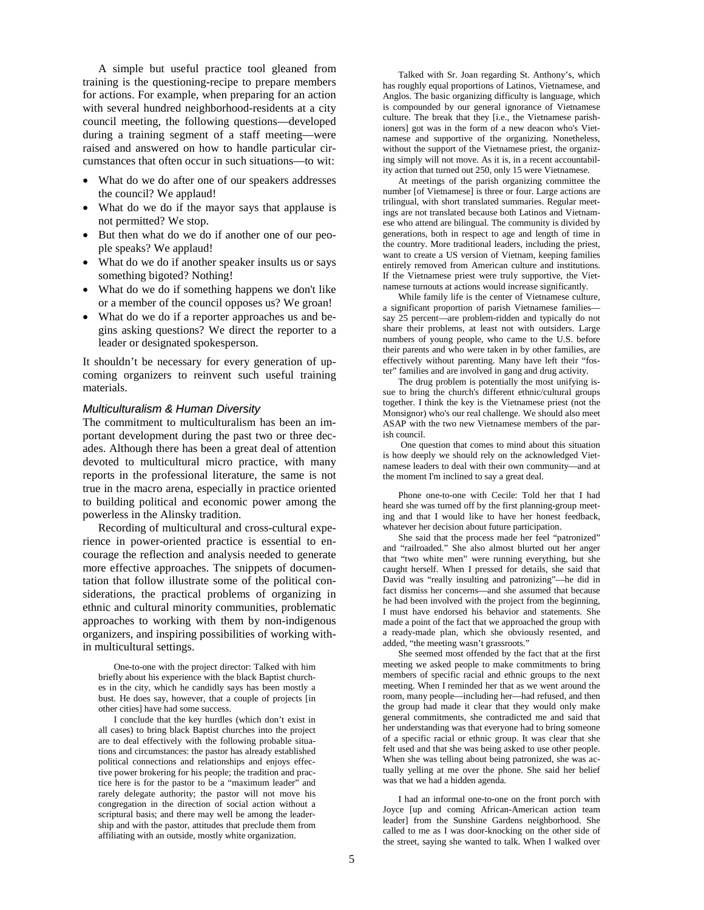A simple but useful practice tool gleaned from training is the questioning-recipe to prepare members for actions. For example, when preparing for an action with several hundred neighborhood-residents at a city council meeting, the following questions—developed during a training segment of a staff meeting—were raised and answered on how to handle particular circumstances that often occur in such situations—to wit:

- What do we do after one of our speakers addresses the council? We applaud!
- What do we do if the mayor says that applause is not permitted? We stop.
- But then what do we do if another one of our people speaks? We applaud!
- What do we do if another speaker insults us or says something bigoted? Nothing!
- What do we do if something happens we don't like or a member of the council opposes us? We groan!
- What do we do if a reporter approaches us and begins asking questions? We direct the reporter to a leader or designated spokesperson.

It shouldn't be necessary for every generation of upcoming organizers to reinvent such useful training materials.

### *Multiculturalism & Human Diversity*

The commitment to multiculturalism has been an important development during the past two or three decades. Although there has been a great deal of attention devoted to multicultural micro practice, with many reports in the professional literature, the same is not true in the macro arena, especially in practice oriented to building political and economic power among the powerless in the Alinsky tradition.

Recording of multicultural and cross-cultural experience in power-oriented practice is essential to encourage the reflection and analysis needed to generate more effective approaches. The snippets of documentation that follow illustrate some of the political considerations, the practical problems of organizing in ethnic and cultural minority communities, problematic approaches to working with them by non-indigenous organizers, and inspiring possibilities of working within multicultural settings.

> One-to-one with the project director: Talked with him briefly about his experience with the black Baptist churches in the city, which he candidly says has been mostly a bust. He does say, however, that a couple of projects [in other cities] have had some success.
>
> I conclude that the key hurdles (which don't exist in all cases) to bring black Baptist churches into the project are to deal effectively with the following probable situations and circumstances: the pastor has already established political connections and relationships and enjoys effective power brokering for his people; the tradition and practice here is for the pastor to be a "maximum leader" and rarely delegate authority; the pastor will not move his congregation in the direction of social action without a scriptural basis; and there may well be among the leadership and with the pastor, attitudes that preclude them from affiliating with an outside, mostly white organization.

> Talked with Sr. Joan regarding St. Anthony's, which has roughly equal proportions of Latinos, Vietnamese, and Anglos. The basic organizing difficulty is language, which is compounded by our general ignorance of Vietnamese culture. The break that they [i.e., the Vietnamese parishioners] got was in the form of a new deacon who's Vietnamese and supportive of the organizing. Nonetheless, without the support of the Vietnamese priest, the organizing simply will not move. As it is, in a recent accountability action that turned out 250, only 15 were Vietnamese.
>
> At meetings of the parish organizing committee the number [of Vietnamese] is three or four. Large actions are trilingual, with short translated summaries. Regular meetings are not translated because both Latinos and Vietnamese who attend are bilingual. The community is divided by generations, both in respect to age and length of time in the country. More traditional leaders, including the priest, want to create a US version of Vietnam, keeping families entirely removed from American culture and institutions. If the Vietnamese priest were truly supportive, the Vietnamese turnouts at actions would increase significantly.
>
> While family life is the center of Vietnamese culture, a significant proportion of parish Vietnamese families—say 25 percent—are problem-ridden and typically do not share their problems, at least not with outsiders. Large numbers of young people, who came to the U.S. before their parents and who were taken in by other families, are effectively without parenting. Many have left their "foster" families and are involved in gang and drug activity.
>
> The drug problem is potentially the most unifying issue to bring the church's different ethnic/cultural groups together. I think the key is the Vietnamese priest (not the Monsignor) who's our real challenge. We should also meet ASAP with the two new Vietnamese members of the parish council.
>
> One question that comes to mind about this situation is how deeply we should rely on the acknowledged Vietnamese leaders to deal with their own community—and at the moment I'm inclined to say a great deal.

> Phone one-to-one with Cecile: Told her that I had heard she was turned off by the first planning-group meeting and that I would like to have her honest feedback, whatever her decision about future participation.
>
> She said that the process made her feel "patronized" and "railroaded." She also almost blurted out her anger that "two white men" were running everything, but she caught herself. When I pressed for details, she said that David was "really insulting and patronizing"—he did in fact dismiss her concerns—and she assumed that because he had been involved with the project from the beginning, I must have endorsed his behavior and statements. She made a point of the fact that we approached the group with a ready-made plan, which she obviously resented, and added, "the meeting wasn't grassroots."
>
> She seemed most offended by the fact that at the first meeting we asked people to make commitments to bring members of specific racial and ethnic groups to the next meeting. When I reminded her that as we went around the room, many people—including her—had refused, and then the group had made it clear that they would only make general commitments, she contradicted me and said that her understanding was that everyone had to bring someone of a specific racial or ethnic group. It was clear that she felt used and that she was being asked to use other people. When she was telling about being patronized, she was actually yelling at me over the phone. She said her belief was that we had a hidden agenda.

> I had an informal one-to-one on the front porch with Joyce [up and coming African-American action team leader] from the Sunshine Gardens neighborhood. She called to me as I was door-knocking on the other side of the street, saying she wanted to talk. When I walked over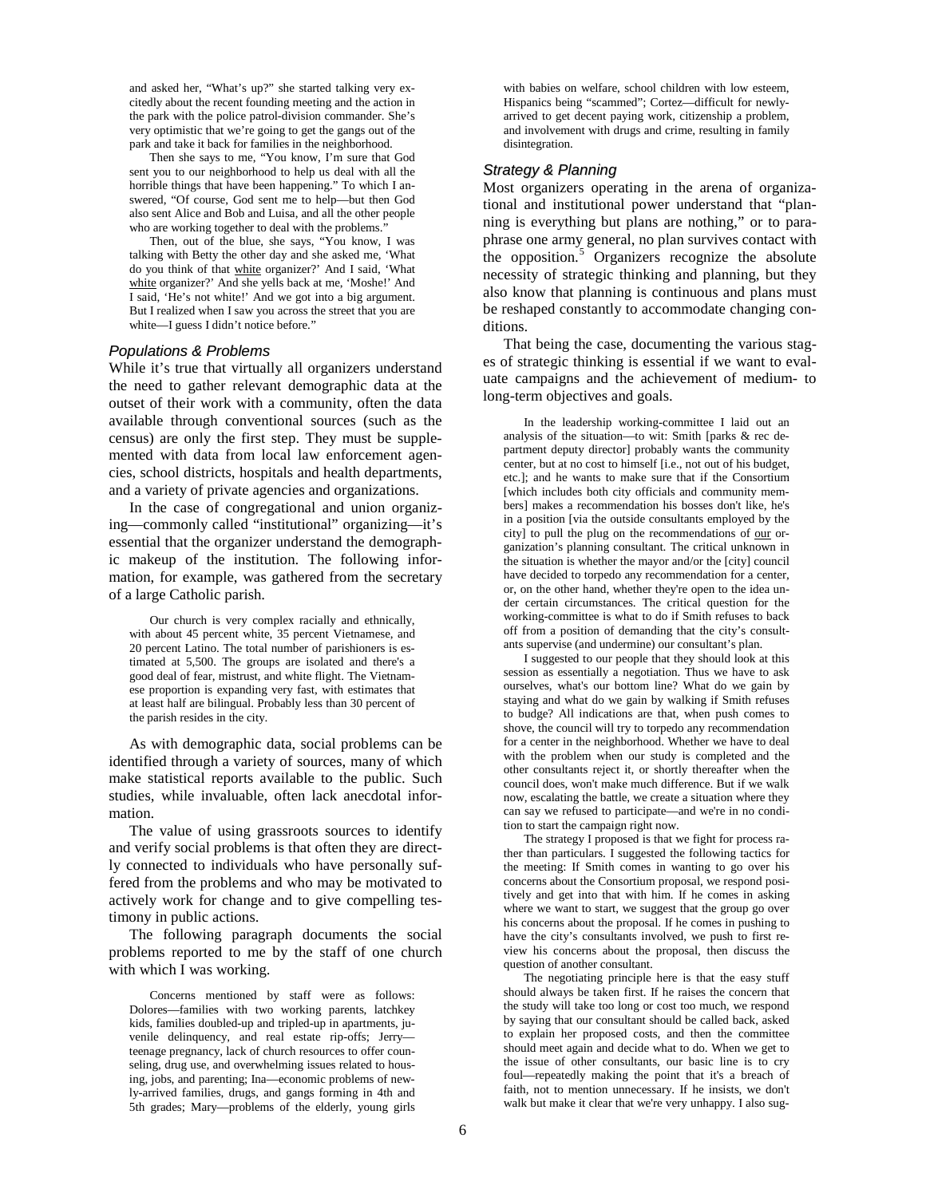and asked her, "What's up?" she started talking very excitedly about the recent founding meeting and the action in the park with the police patrol-division commander. She's very optimistic that we're going to get the gangs out of the park and take it back for families in the neighborhood.

Then she says to me, "You know, I'm sure that God sent you to our neighborhood to help us deal with all the horrible things that have been happening." To which I answered, "Of course, God sent me to help—but then God also sent Alice and Bob and Luisa, and all the other people who are working together to deal with the problems."

Then, out of the blue, she says, "You know, I was talking with Betty the other day and she asked me, 'What do you think of that white organizer?' And I said, 'What white organizer?' And she yells back at me, 'Moshe!' And I said, 'He's not white!' And we got into a big argument. But I realized when I saw you across the street that you are white—I guess I didn't notice before."

### Populations & Problems

While it's true that virtually all organizers understand the need to gather relevant demographic data at the outset of their work with a community, often the data available through conventional sources (such as the census) are only the first step. They must be supplemented with data from local law enforcement agencies, school districts, hospitals and health departments, and a variety of private agencies and organizations.

In the case of congregational and union organizing—commonly called "institutional" organizing—it's essential that the organizer understand the demographic makeup of the institution. The following information, for example, was gathered from the secretary of a large Catholic parish.

> Our church is very complex racially and ethnically, with about 45 percent white, 35 percent Vietnamese, and 20 percent Latino. The total number of parishioners is estimated at 5,500. The groups are isolated and there's a good deal of fear, mistrust, and white flight. The Vietnamese proportion is expanding very fast, with estimates that at least half are bilingual. Probably less than 30 percent of the parish resides in the city.

As with demographic data, social problems can be identified through a variety of sources, many of which make statistical reports available to the public. Such studies, while invaluable, often lack anecdotal information.

The value of using grassroots sources to identify and verify social problems is that often they are directly connected to individuals who have personally suffered from the problems and who may be motivated to actively work for change and to give compelling testimony in public actions.

The following paragraph documents the social problems reported to me by the staff of one church with which I was working.

> Concerns mentioned by staff were as follows: Dolores—families with two working parents, latchkey kids, families doubled-up and tripled-up in apartments, juvenile delinquency, and real estate rip-offs; Jerry—teenage pregnancy, lack of church resources to offer counseling, drug use, and overwhelming issues related to housing, jobs, and parenting; Ina—economic problems of newly-arrived families, drugs, and gangs forming in 4th and 5th grades; Mary—problems of the elderly, young girls with babies on welfare, school children with low esteem, Hispanics being "scammed"; Cortez—difficult for newly-arrived to get decent paying work, citizenship a problem, and involvement with drugs and crime, resulting in family disintegration.

### Strategy & Planning

Most organizers operating in the arena of organizational and institutional power understand that "planning is everything but plans are nothing," or to paraphrase one army general, no plan survives contact with the opposition.[5] Organizers recognize the absolute necessity of strategic thinking and planning, but they also know that planning is continuous and plans must be reshaped constantly to accommodate changing conditions.

That being the case, documenting the various stages of strategic thinking is essential if we want to evaluate campaigns and the achievement of medium- to long-term objectives and goals.

> In the leadership working-committee I laid out an analysis of the situation—to wit: Smith [parks & rec department deputy director] probably wants the community center, but at no cost to himself [i.e., not out of his budget, etc.]; and he wants to make sure that if the Consortium [which includes both city officials and community members] makes a recommendation his bosses don't like, he's in a position [via the outside consultants employed by the city] to pull the plug on the recommendations of our organization's planning consultant. The critical unknown in the situation is whether the mayor and/or the [city] council have decided to torpedo any recommendation for a center, or, on the other hand, whether they're open to the idea under certain circumstances. The critical question for the working-committee is what to do if Smith refuses to back off from a position of demanding that the city's consultants supervise (and undermine) our consultant's plan.
>
> I suggested to our people that they should look at this session as essentially a negotiation. Thus we have to ask ourselves, what's our bottom line? What do we gain by staying and what do we gain by walking if Smith refuses to budge? All indications are that, when push comes to shove, the council will try to torpedo any recommendation for a center in the neighborhood. Whether we have to deal with the problem when our study is completed and the other consultants reject it, or shortly thereafter when the council does, won't make much difference. But if we walk now, escalating the battle, we create a situation where they can say we refused to participate—and we're in no condition to start the campaign right now.
>
> The strategy I proposed is that we fight for process rather than particulars. I suggested the following tactics for the meeting: If Smith comes in wanting to go over his concerns about the Consortium proposal, we respond positively and get into that with him. If he comes in asking where we want to start, we suggest that the group go over his concerns about the proposal. If he comes in pushing to have the city's consultants involved, we push to first review his concerns about the proposal, then discuss the question of another consultant.
>
> The negotiating principle here is that the easy stuff should always be taken first. If he raises the concern that the study will take too long or cost too much, we respond by saying that our consultant should be called back, asked to explain her proposed costs, and then the committee should meet again and decide what to do. When we get to the issue of other consultants, our basic line is to cry foul—repeatedly making the point that it's a breach of faith, not to mention unnecessary. If he insists, we don't walk but make it clear that we're very unhappy. I also sug-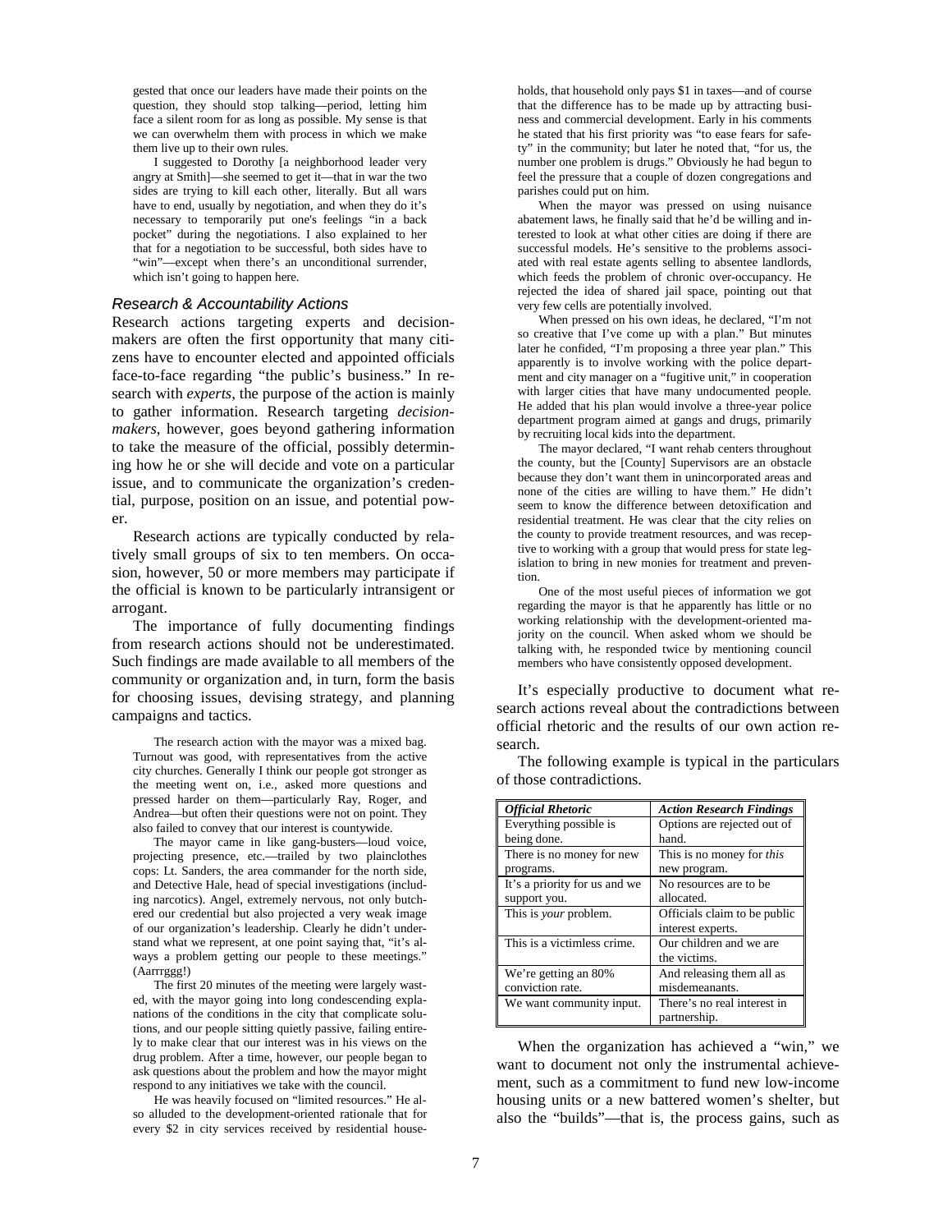gested that once our leaders have made their points on the question, they should stop talking—period, letting him face a silent room for as long as possible. My sense is that we can overwhelm them with process in which we make them live up to their own rules.

I suggested to Dorothy [a neighborhood leader very angry at Smith]—she seemed to get it—that in war the two sides are trying to kill each other, literally. But all wars have to end, usually by negotiation, and when they do it's necessary to temporarily put one's feelings "in a back pocket" during the negotiations. I also explained to her that for a negotiation to be successful, both sides have to "win"—except when there's an unconditional surrender, which isn't going to happen here.

### *Research & Accountability Actions*

Research actions targeting experts and decision-makers are often the first opportunity that many citizens have to encounter elected and appointed officials face-to-face regarding "the public's business." In research with *experts*, the purpose of the action is mainly to gather information. Research targeting *decision-makers*, however, goes beyond gathering information to take the measure of the official, possibly determining how he or she will decide and vote on a particular issue, and to communicate the organization's credential, purpose, position on an issue, and potential power.

Research actions are typically conducted by relatively small groups of six to ten members. On occasion, however, 50 or more members may participate if the official is known to be particularly intransigent or arrogant.

The importance of fully documenting findings from research actions should not be underestimated. Such findings are made available to all members of the community or organization and, in turn, form the basis for choosing issues, devising strategy, and planning campaigns and tactics.

> The research action with the mayor was a mixed bag. Turnout was good, with representatives from the active city churches. Generally I think our people got stronger as the meeting went on, i.e., asked more questions and pressed harder on them—particularly Ray, Roger, and Andrea—but often their questions were not on point. They also failed to convey that our interest is countywide.
>
> The mayor came in like gang-busters—loud voice, projecting presence, etc.—trailed by two plainclothes cops: Lt. Sanders, the area commander for the north side, and Detective Hale, head of special investigations (including narcotics). Angel, extremely nervous, not only butchered our credential but also projected a very weak image of our organization's leadership. Clearly he didn't understand what we represent, at one point saying that, "it's always a problem getting our people to these meetings." (Aarrrggg!)
>
> The first 20 minutes of the meeting were largely wasted, with the mayor going into long condescending explanations of the conditions in the city that complicate solutions, and our people sitting quietly passive, failing entirely to make clear that our interest was in his views on the drug problem. After a time, however, our people began to ask questions about the problem and how the mayor might respond to any initiatives we take with the council.
>
> He was heavily focused on "limited resources." He also alluded to the development-oriented rationale that for every $2 in city services received by residential households, that household only pays $1 in taxes—and of course that the difference has to be made up by attracting business and commercial development. Early in his comments he stated that his first priority was "to ease fears for safety" in the community; but later he noted that, "for us, the number one problem is drugs." Obviously he had begun to feel the pressure that a couple of dozen congregations and parishes could put on him.
>
> When the mayor was pressed on using nuisance abatement laws, he finally said that he'd be willing and interested to look at what other cities are doing if there are successful models. He's sensitive to the problems associated with real estate agents selling to absentee landlords, which feeds the problem of chronic over-occupancy. He rejected the idea of shared jail space, pointing out that very few cells are potentially involved.
>
> When pressed on his own ideas, he declared, "I'm not so creative that I've come up with a plan." But minutes later he confided, "I'm proposing a three year plan." This apparently is to involve working with the police department and city manager on a "fugitive unit," in cooperation with larger cities that have many undocumented people. He added that his plan would involve a three-year police department program aimed at gangs and drugs, primarily by recruiting local kids into the department.
>
> The mayor declared, "I want rehab centers throughout the county, but the [County] Supervisors are an obstacle because they don't want them in unincorporated areas and none of the cities are willing to have them." He didn't seem to know the difference between detoxification and residential treatment. He was clear that the city relies on the county to provide treatment resources, and was receptive to working with a group that would press for state legislation to bring in new monies for treatment and prevention.
>
> One of the most useful pieces of information we got regarding the mayor is that he apparently has little or no working relationship with the development-oriented majority on the council. When asked whom we should be talking with, he responded twice by mentioning council members who have consistently opposed development.

It's especially productive to document what research actions reveal about the contradictions between official rhetoric and the results of our own action research.

The following example is typical in the particulars of those contradictions.

| *Official Rhetoric* | *Action Research Findings* |
|---|---|
| Everything possible is being done. | Options are rejected out of hand. |
| There is no money for new programs. | This is no money for *this* new program. |
| It's a priority for us and we support you. | No resources are to be allocated. |
| This is *your* problem. | Officials claim to be public interest experts. |
| This is a victimless crime. | Our children and we are the victims. |
| We're getting an 80% conviction rate. | And releasing them all as misdemeanants. |
| We want community input. | There's no real interest in partnership. |

When the organization has achieved a "win," we want to document not only the instrumental achievement, such as a commitment to fund new low-income housing units or a new battered women's shelter, but also the "builds"—that is, the process gains, such as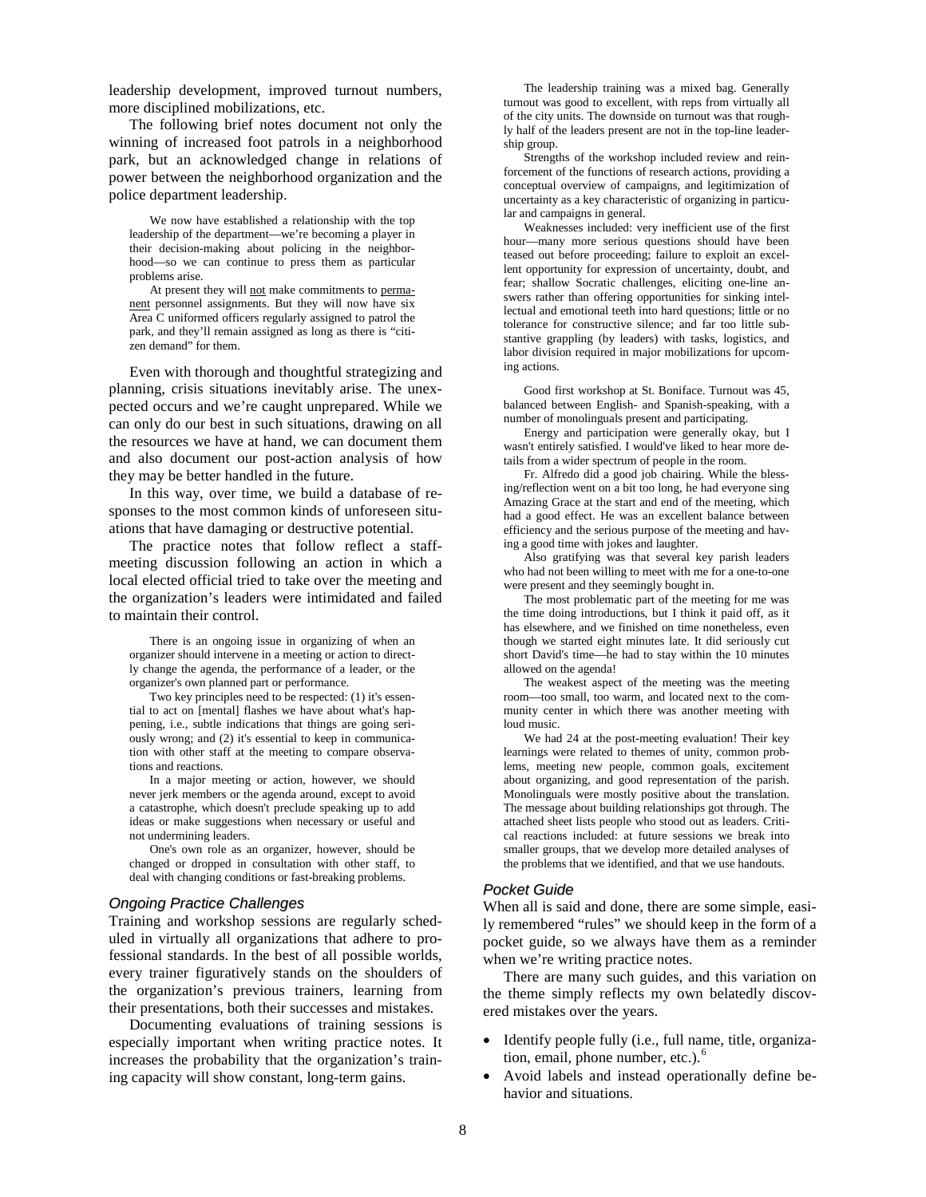leadership development, improved turnout numbers, more disciplined mobilizations, etc.

The following brief notes document not only the winning of increased foot patrols in a neighborhood park, but an acknowledged change in relations of power between the neighborhood organization and the police department leadership.

> We now have established a relationship with the top leadership of the department—we're becoming a player in their decision-making about policing in the neighborhood—so we can continue to press them as particular problems arise.
>
> At present they will <u>not</u> make commitments to <u>permanent</u> personnel assignments. But they will now have six Area C uniformed officers regularly assigned to patrol the park, and they'll remain assigned as long as there is "citizen demand" for them.

Even with thorough and thoughtful strategizing and planning, crisis situations inevitably arise. The unexpected occurs and we're caught unprepared. While we can only do our best in such situations, drawing on all the resources we have at hand, we can document them and also document our post-action analysis of how they may be better handled in the future.

In this way, over time, we build a database of responses to the most common kinds of unforeseen situations that have damaging or destructive potential.

The practice notes that follow reflect a staff-meeting discussion following an action in which a local elected official tried to take over the meeting and the organization's leaders were intimidated and failed to maintain their control.

> There is an ongoing issue in organizing of when an organizer should intervene in a meeting or action to directly change the agenda, the performance of a leader, or the organizer's own planned part or performance.
>
> Two key principles need to be respected: (1) it's essential to act on [mental] flashes we have about what's happening, i.e., subtle indications that things are going seriously wrong; and (2) it's essential to keep in communication with other staff at the meeting to compare observations and reactions.
>
> In a major meeting or action, however, we should never jerk members or the agenda around, except to avoid a catastrophe, which doesn't preclude speaking up to add ideas or make suggestions when necessary or useful and not undermining leaders.
>
> One's own role as an organizer, however, should be changed or dropped in consultation with other staff, to deal with changing conditions or fast-breaking problems.

### *Ongoing Practice Challenges*

Training and workshop sessions are regularly scheduled in virtually all organizations that adhere to professional standards. In the best of all possible worlds, every trainer figuratively stands on the shoulders of the organization's previous trainers, learning from their presentations, both their successes and mistakes.

Documenting evaluations of training sessions is especially important when writing practice notes. It increases the probability that the organization's training capacity will show constant, long-term gains.

> The leadership training was a mixed bag. Generally turnout was good to excellent, with reps from virtually all of the city units. The downside on turnout was that roughly half of the leaders present are not in the top-line leadership group.
>
> Strengths of the workshop included review and reinforcement of the functions of research actions, providing a conceptual overview of campaigns, and legitimization of uncertainty as a key characteristic of organizing in particular and campaigns in general.
>
> Weaknesses included: very inefficient use of the first hour—many more serious questions should have been teased out before proceeding; failure to exploit an excellent opportunity for expression of uncertainty, doubt, and fear; shallow Socratic challenges, eliciting one-line answers rather than offering opportunities for sinking intellectual and emotional teeth into hard questions; little or no tolerance for constructive silence; and far too little substantive grappling (by leaders) with tasks, logistics, and labor division required in major mobilizations for upcoming actions.

> Good first workshop at St. Boniface. Turnout was 45, balanced between English- and Spanish-speaking, with a number of monolinguals present and participating.
>
> Energy and participation were generally okay, but I wasn't entirely satisfied. I would've liked to hear more details from a wider spectrum of people in the room.
>
> Fr. Alfredo did a good job chairing. While the blessing/reflection went on a bit too long, he had everyone sing Amazing Grace at the start and end of the meeting, which had a good effect. He was an excellent balance between efficiency and the serious purpose of the meeting and having a good time with jokes and laughter.
>
> Also gratifying was that several key parish leaders who had not been willing to meet with me for a one-to-one were present and they seemingly bought in.
>
> The most problematic part of the meeting for me was the time doing introductions, but I think it paid off, as it has elsewhere, and we finished on time nonetheless, even though we started eight minutes late. It did seriously cut short David's time—he had to stay within the 10 minutes allowed on the agenda!
>
> The weakest aspect of the meeting was the meeting room—too small, too warm, and located next to the community center in which there was another meeting with loud music.
>
> We had 24 at the post-meeting evaluation! Their key learnings were related to themes of unity, common problems, meeting new people, common goals, excitement about organizing, and good representation of the parish. Monolinguals were mostly positive about the translation. The message about building relationships got through. The attached sheet lists people who stood out as leaders. Critical reactions included: at future sessions we break into smaller groups, that we develop more detailed analyses of the problems that we identified, and that we use handouts.

### *Pocket Guide*

When all is said and done, there are some simple, easily remembered "rules" we should keep in the form of a pocket guide, so we always have them as a reminder when we're writing practice notes.

There are many such guides, and this variation on the theme simply reflects my own belatedly discovered mistakes over the years.

- Identify people fully (i.e., full name, title, organization, email, phone number, etc.).[6]
- Avoid labels and instead operationally define behavior and situations.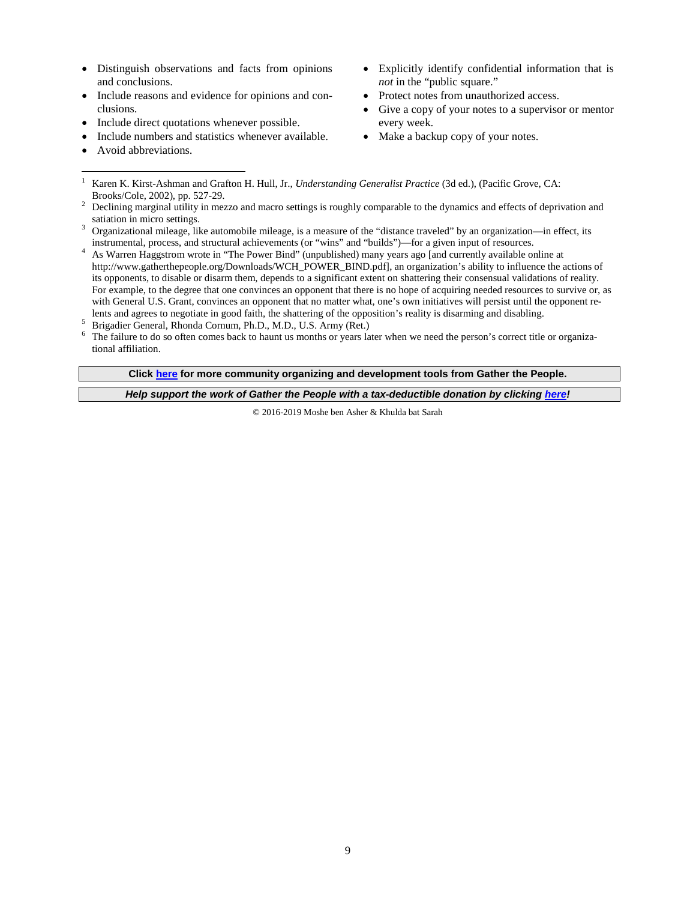- Distinguish observations and facts from opinions and conclusions.
- Include reasons and evidence for opinions and conclusions.
- Include direct quotations whenever possible.
- Include numbers and statistics whenever available.
- Avoid abbreviations.
- Explicitly identify confidential information that is *not* in the "public square."
- Protect notes from unauthorized access.
- Give a copy of your notes to a supervisor or mentor every week.
- Make a backup copy of your notes.

---

[1] Karen K. Kirst-Ashman and Grafton H. Hull, Jr., *Understanding Generalist Practice* (3d ed.), (Pacific Grove, CA: Brooks/Cole, 2002), pp. 527-29.

[2] Declining marginal utility in mezzo and macro settings is roughly comparable to the dynamics and effects of deprivation and satiation in micro settings.

[3] Organizational mileage, like automobile mileage, is a measure of the "distance traveled" by an organization—in effect, its instrumental, process, and structural achievements (or "wins" and "builds")—for a given input of resources.

[4] As Warren Haggstrom wrote in "The Power Bind" (unpublished) many years ago [and currently available online at http://www.gatherthepeople.org/Downloads/WCH_POWER_BIND.pdf], an organization's ability to influence the actions of its opponents, to disable or disarm them, depends to a significant extent on shattering their consensual validations of reality. For example, to the degree that one convinces an opponent that there is no hope of acquiring needed resources to survive or, as with General U.S. Grant, convinces an opponent that no matter what, one's own initiatives will persist until the opponent relents and agrees to negotiate in good faith, the shattering of the opposition's reality is disarming and disabling.

[5] Brigadier General, Rhonda Cornum, Ph.D., M.D., U.S. Army (Ret.)

[6] The failure to do so often comes back to haunt us months or years later when we need the person's correct title or organizational affiliation.

**Click here for more community organizing and development tools from Gather the People.**

***Help support the work of Gather the People with a tax-deductible donation by clicking here!***

© 2016-2019 Moshe ben Asher & Khulda bat Sarah